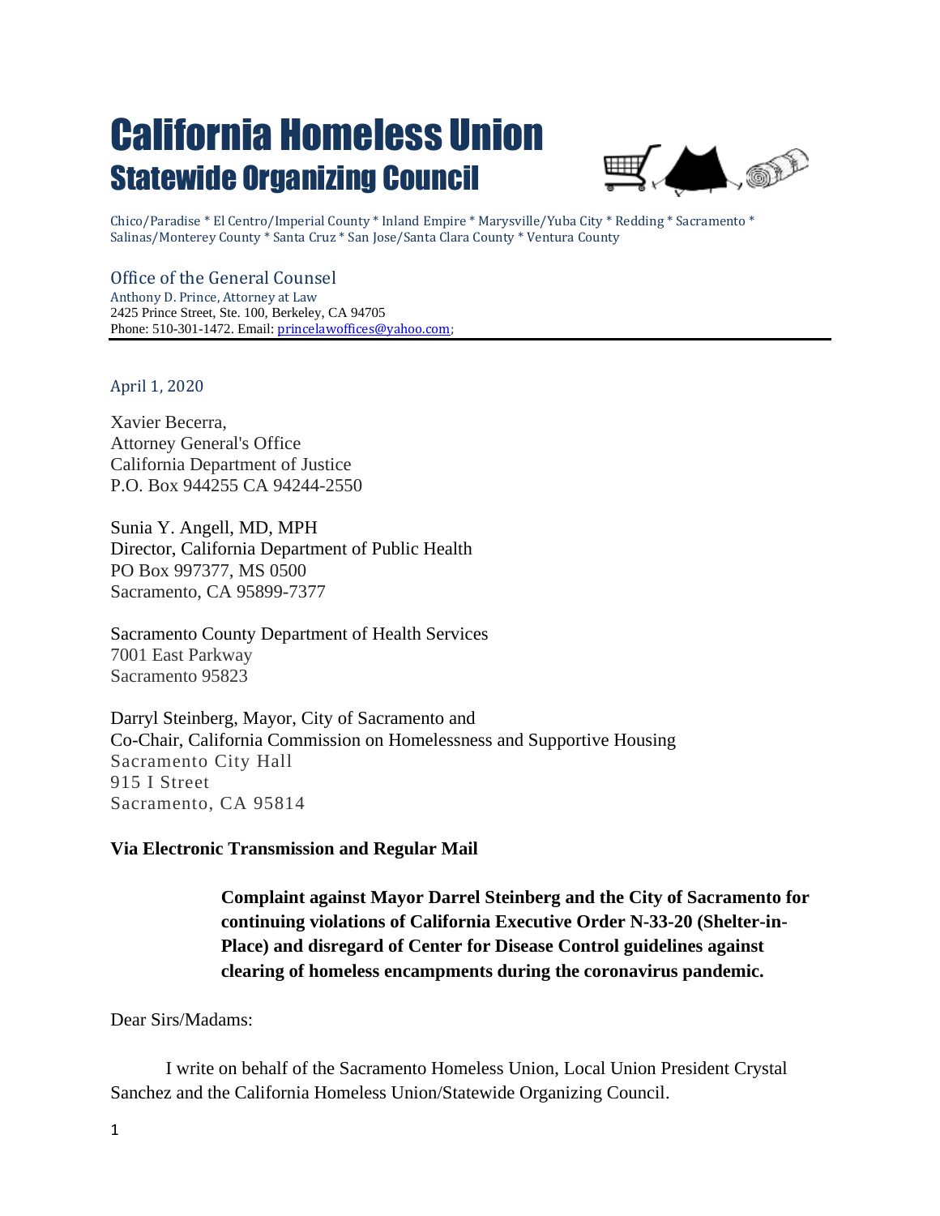# California Homeless Union

## Statewide Organizing Council

Chico/Paradise * El Centro/Imperial County * Inland Empire * Marysville/Yuba City * Redding * Sacramento * Salinas/Monterey County * Santa Cruz * San Jose/Santa Clara County * Ventura County

Office of the General Counsel
Anthony D. Prince, Attorney at Law
2425 Prince Street, Ste. 100, Berkeley, CA 94705
Phone: 510-301-1472. Email: princelawoffices@yahoo.com;

---

April 1, 2020

Xavier Becerra,
Attorney General's Office
California Department of Justice
P.O. Box 944255 CA 94244-2550

Sunia Y. Angell, MD, MPH
Director, California Department of Public Health
PO Box 997377, MS 0500
Sacramento, CA 95899-7377

Sacramento County Department of Health Services
7001 East Parkway
Sacramento 95823

Darryl Steinberg, Mayor, City of Sacramento and
Co-Chair, California Commission on Homelessness and Supportive Housing
Sacramento City Hall
915 I Street
Sacramento, CA 95814

**Via Electronic Transmission and Regular Mail**

> **Complaint against Mayor Darrel Steinberg and the City of Sacramento for continuing violations of California Executive Order N-33-20 (Shelter-in-Place) and disregard of Center for Disease Control guidelines against clearing of homeless encampments during the coronavirus pandemic.**

Dear Sirs/Madams:

I write on behalf of the Sacramento Homeless Union, Local Union President Crystal Sanchez and the California Homeless Union/Statewide Organizing Council.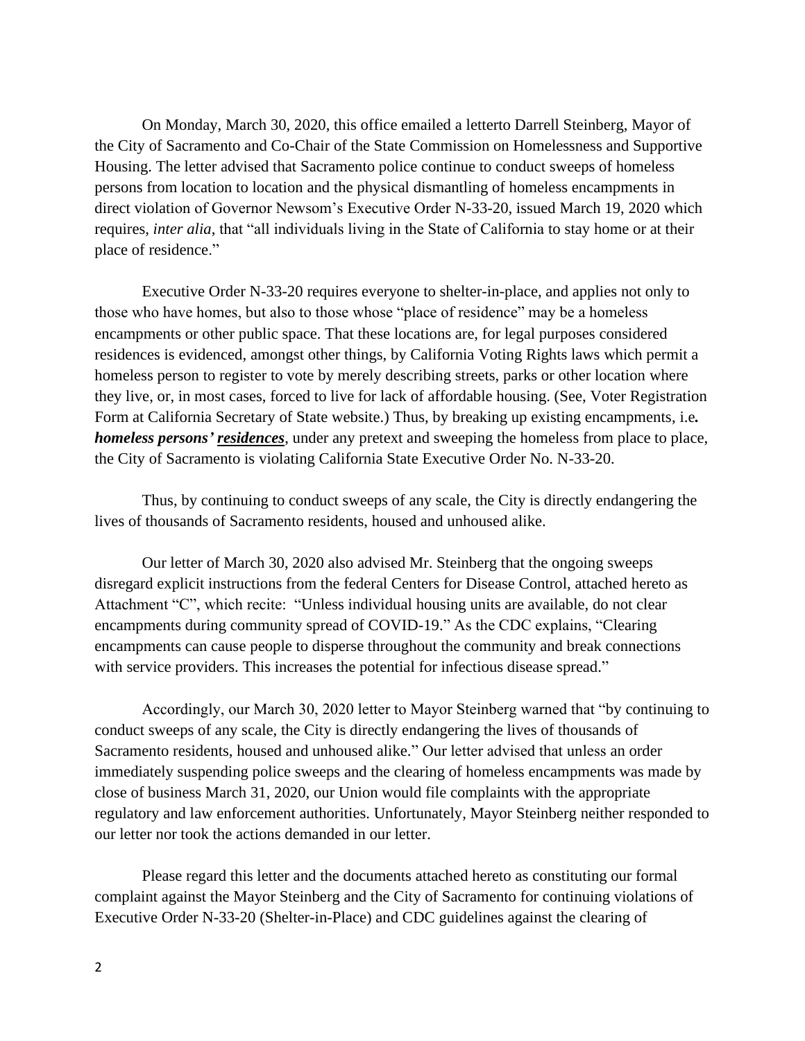On Monday, March 30, 2020, this office emailed a letterto Darrell Steinberg, Mayor of the City of Sacramento and Co-Chair of the State Commission on Homelessness and Supportive Housing. The letter advised that Sacramento police continue to conduct sweeps of homeless persons from location to location and the physical dismantling of homeless encampments in direct violation of Governor Newsom's Executive Order N-33-20, issued March 19, 2020 which requires, *inter alia*, that "all individuals living in the State of California to stay home or at their place of residence."

Executive Order N-33-20 requires everyone to shelter-in-place, and applies not only to those who have homes, but also to those whose "place of residence" may be a homeless encampments or other public space. That these locations are, for legal purposes considered residences is evidenced, amongst other things, by California Voting Rights laws which permit a homeless person to register to vote by merely describing streets, parks or other location where they live, or, in most cases, forced to live for lack of affordable housing. (See, Voter Registration Form at California Secretary of State website.) Thus, by breaking up existing encampments, i.e***. homeless persons' <u>residences</u>***, under any pretext and sweeping the homeless from place to place, the City of Sacramento is violating California State Executive Order No. N-33-20.

Thus, by continuing to conduct sweeps of any scale, the City is directly endangering the lives of thousands of Sacramento residents, housed and unhoused alike.

Our letter of March 30, 2020 also advised Mr. Steinberg that the ongoing sweeps disregard explicit instructions from the federal Centers for Disease Control, attached hereto as Attachment "C", which recite: "Unless individual housing units are available, do not clear encampments during community spread of COVID-19." As the CDC explains, "Clearing encampments can cause people to disperse throughout the community and break connections with service providers. This increases the potential for infectious disease spread."

Accordingly, our March 30, 2020 letter to Mayor Steinberg warned that "by continuing to conduct sweeps of any scale, the City is directly endangering the lives of thousands of Sacramento residents, housed and unhoused alike." Our letter advised that unless an order immediately suspending police sweeps and the clearing of homeless encampments was made by close of business March 31, 2020, our Union would file complaints with the appropriate regulatory and law enforcement authorities. Unfortunately, Mayor Steinberg neither responded to our letter nor took the actions demanded in our letter.

Please regard this letter and the documents attached hereto as constituting our formal complaint against the Mayor Steinberg and the City of Sacramento for continuing violations of Executive Order N-33-20 (Shelter-in-Place) and CDC guidelines against the clearing of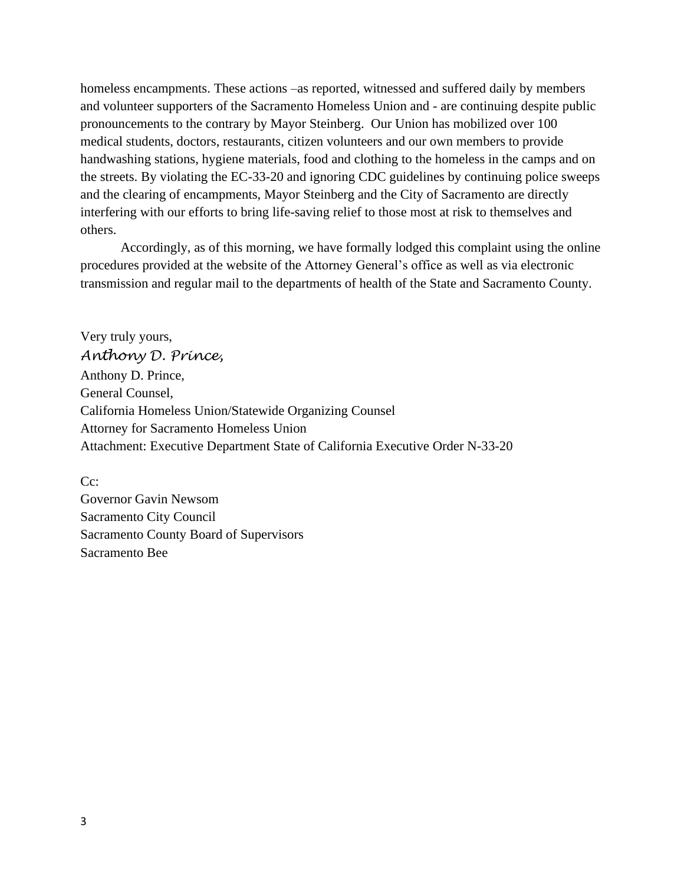homeless encampments. These actions –as reported, witnessed and suffered daily by members and volunteer supporters of the Sacramento Homeless Union and - are continuing despite public pronouncements to the contrary by Mayor Steinberg. Our Union has mobilized over 100 medical students, doctors, restaurants, citizen volunteers and our own members to provide handwashing stations, hygiene materials, food and clothing to the homeless in the camps and on the streets. By violating the EC-33-20 and ignoring CDC guidelines by continuing police sweeps and the clearing of encampments, Mayor Steinberg and the City of Sacramento are directly interfering with our efforts to bring life-saving relief to those most at risk to themselves and others.

Accordingly, as of this morning, we have formally lodged this complaint using the online procedures provided at the website of the Attorney General's office as well as via electronic transmission and regular mail to the departments of health of the State and Sacramento County.

Very truly yours,
*Anthony D. Prince,*
Anthony D. Prince,
General Counsel,
California Homeless Union/Statewide Organizing Counsel
Attorney for Sacramento Homeless Union
Attachment: Executive Department State of California Executive Order N-33-20

Cc:
Governor Gavin Newsom
Sacramento City Council
Sacramento County Board of Supervisors
Sacramento Bee